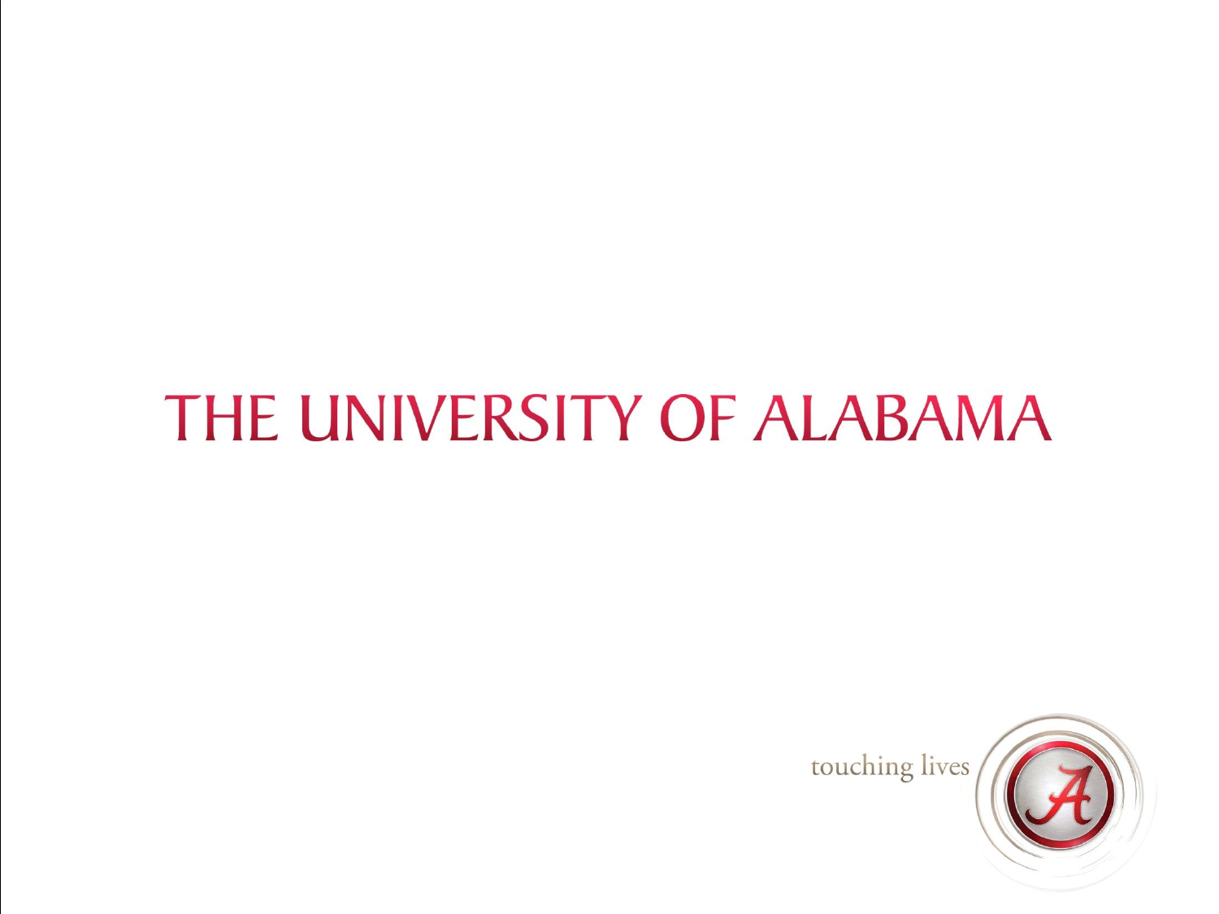# THE UNIVERSITY OF ALABAMA

touching lives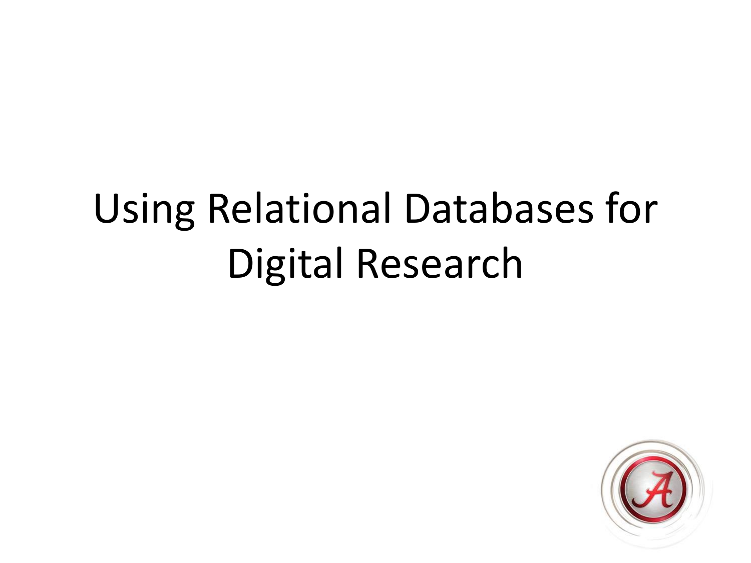# Using Relational Databases for Digital Research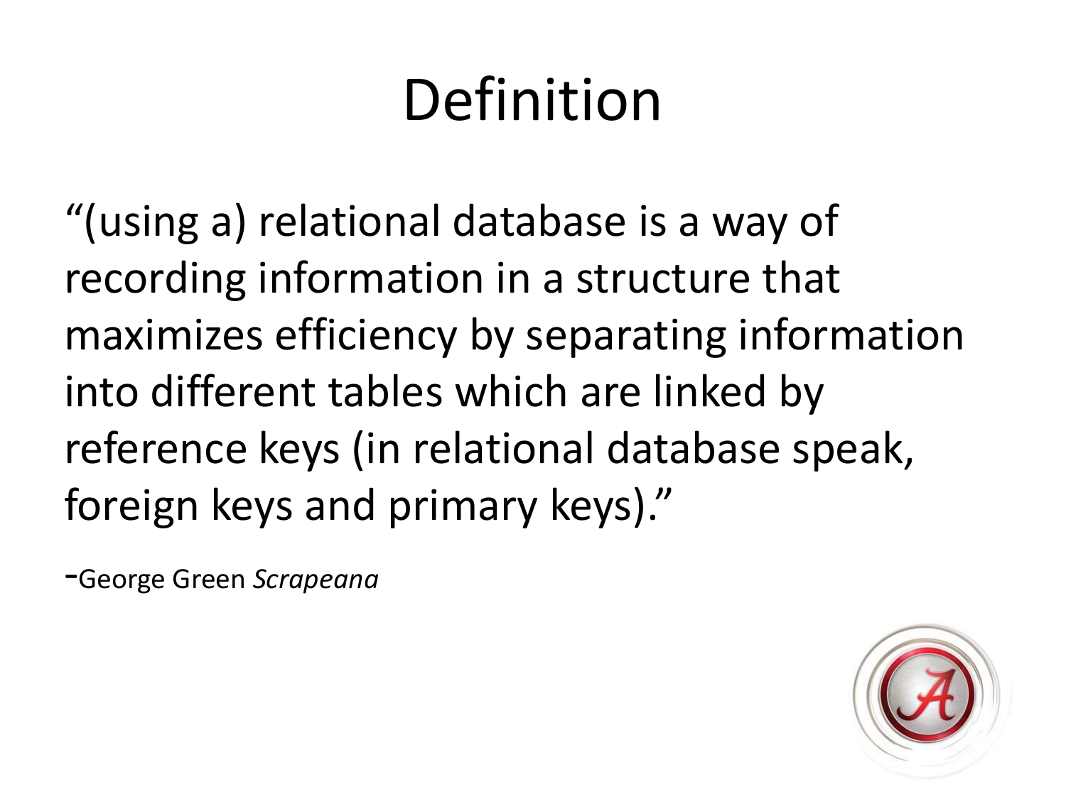# Definition

"(using a) relational database is a way of recording information in a structure that maximizes efficiency by separating information into different tables which are linked by reference keys (in relational database speak, foreign keys and primary keys)."

-George Green *Scrapeana*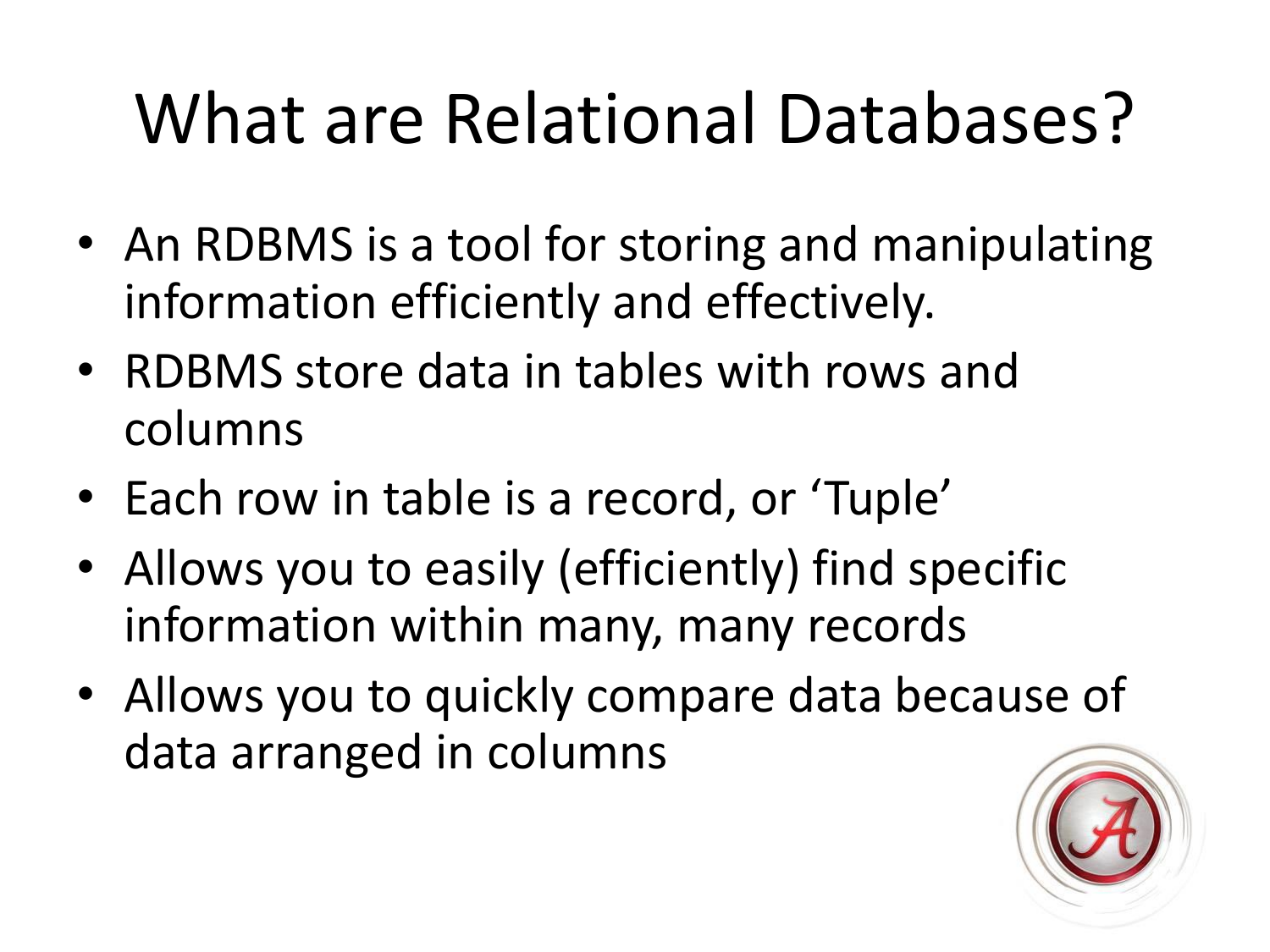# What are Relational Databases?

- An RDBMS is a tool for storing and manipulating information efficiently and effectively.
- RDBMS store data in tables with rows and columns
- Each row in table is a record, or ‘Tuple’
- Allows you to easily (efficiently) find specific information within many, many records
- Allows you to quickly compare data because of data arranged in columns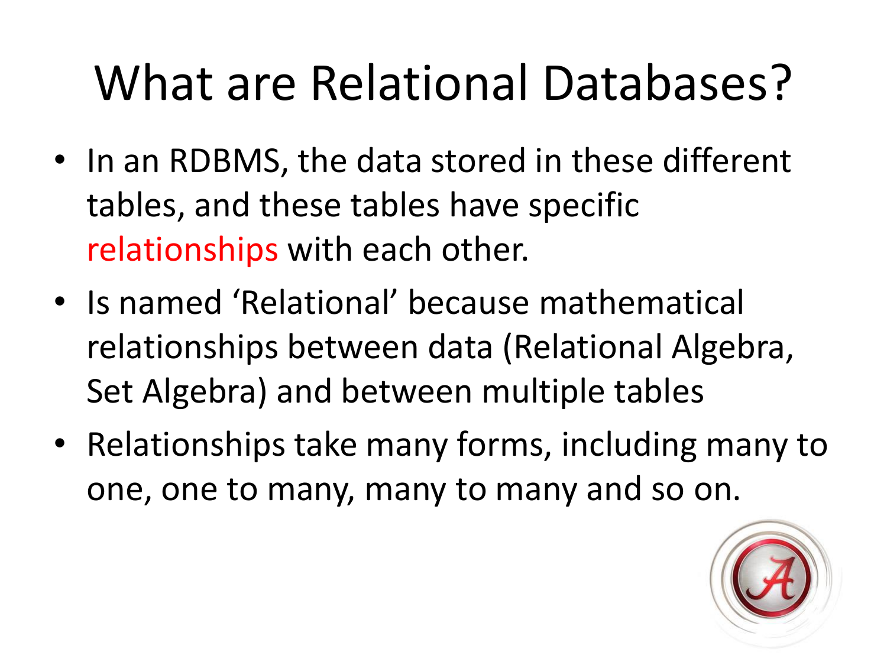# What are Relational Databases?

- In an RDBMS, the data stored in these different tables, and these tables have specific relationships with each other.
- Is named 'Relational' because mathematical relationships between data (Relational Algebra, Set Algebra) and between multiple tables
- Relationships take many forms, including many to one, one to many, many to many and so on.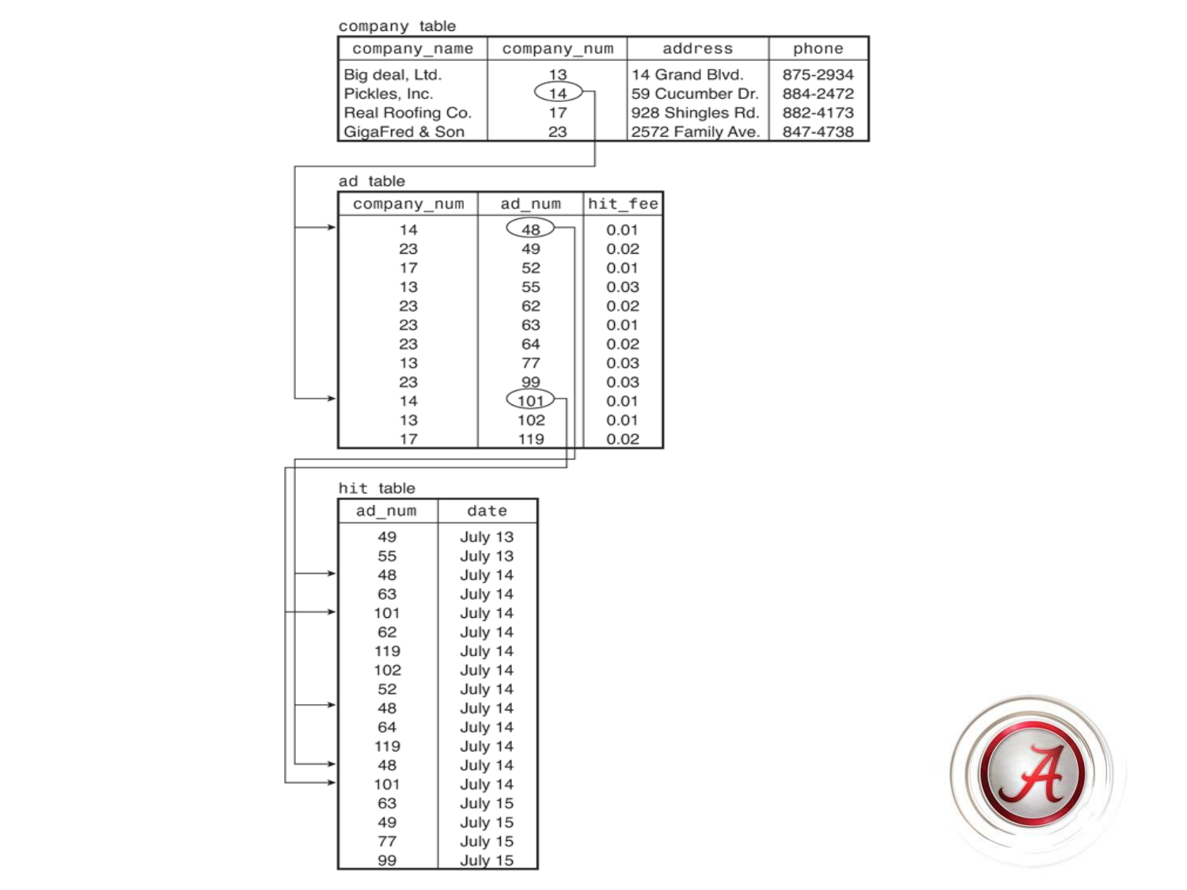company table

| company_name | company_num | address | phone |
|---|---|---|---|
| Big deal, Ltd. | 13 | 14 Grand Blvd. | 875-2934 |
| Pickles, Inc. | 14 | 59 Cucumber Dr. | 884-2472 |
| Real Roofing Co. | 17 | 928 Shingles Rd. | 882-4173 |
| GigaFred & Son | 23 | 2572 Family Ave. | 847-4738 |

ad table

| company_num | ad_num | hit_fee |
|---|---|---|
| 14 | 48 | 0.01 |
| 23 | 49 | 0.02 |
| 17 | 52 | 0.01 |
| 13 | 55 | 0.03 |
| 23 | 62 | 0.02 |
| 23 | 63 | 0.01 |
| 23 | 64 | 0.02 |
| 13 | 77 | 0.03 |
| 23 | 99 | 0.03 |
| 14 | 101 | 0.01 |
| 13 | 102 | 0.01 |
| 17 | 119 | 0.02 |

hit table

| ad_num | date |
|---|---|
| 49 | July 13 |
| 55 | July 13 |
| 48 | July 14 |
| 63 | July 14 |
| 101 | July 14 |
| 62 | July 14 |
| 119 | July 14 |
| 102 | July 14 |
| 52 | July 14 |
| 48 | July 14 |
| 64 | July 14 |
| 119 | July 14 |
| 48 | July 14 |
| 101 | July 14 |
| 63 | July 15 |
| 49 | July 15 |
| 77 | July 15 |
| 99 | July 15 |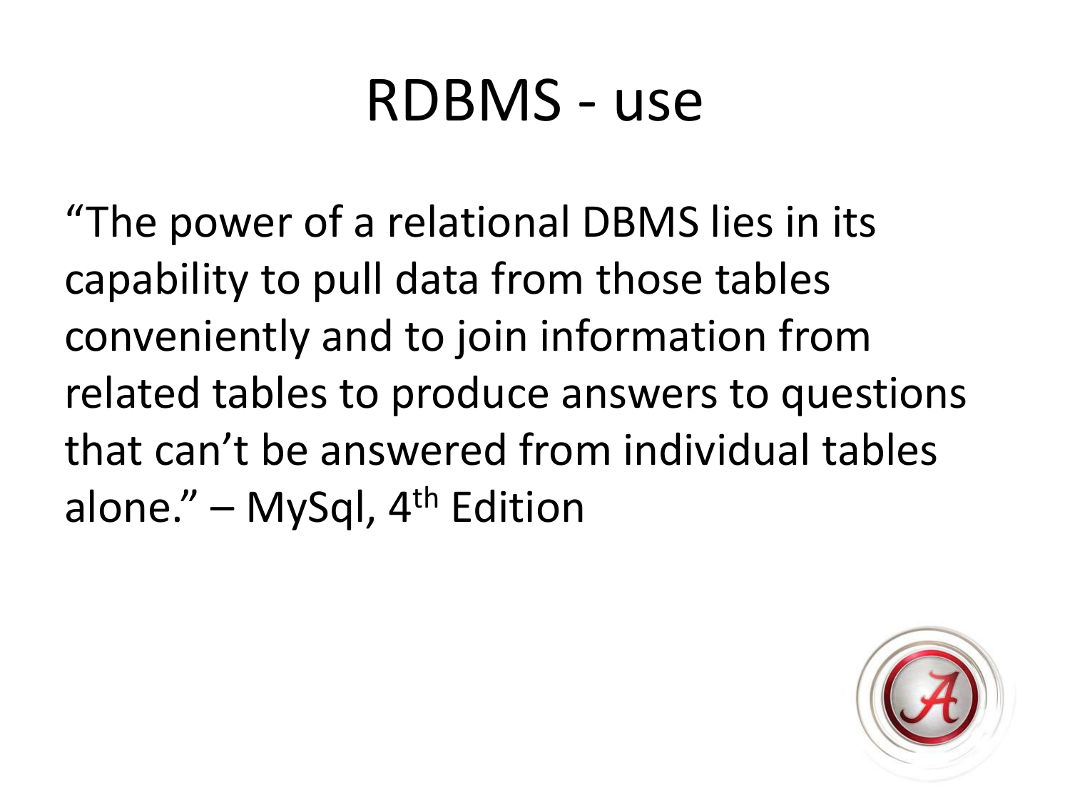# RDBMS - use

"The power of a relational DBMS lies in its capability to pull data from those tables conveniently and to join information from related tables to produce answers to questions that can't be answered from individual tables alone." – MySql, 4th Edition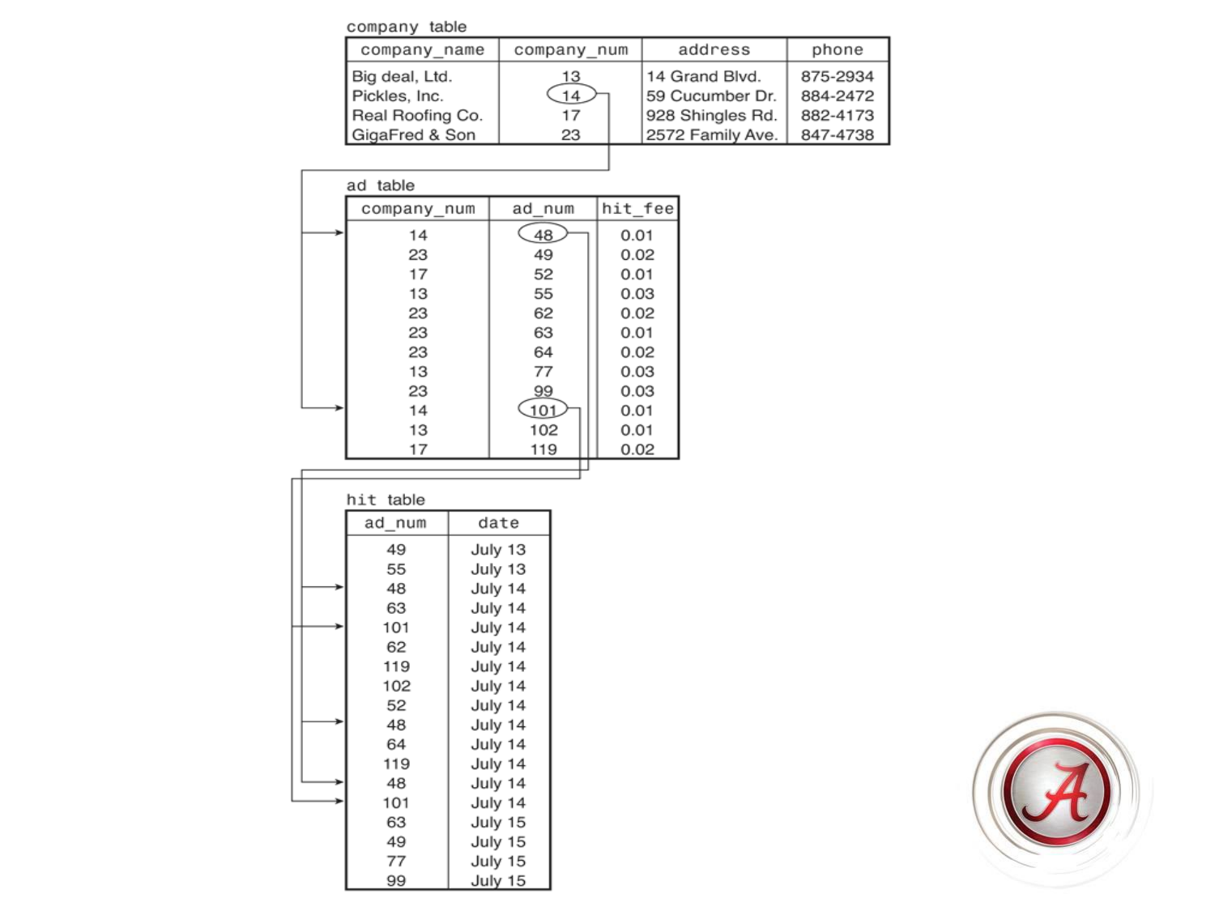company table

| company_name | company_num | address | phone |
|---|---|---|---|
| Big deal, Ltd. | 13 | 14 Grand Blvd. | 875-2934 |
| Pickles, Inc. | 14 | 59 Cucumber Dr. | 884-2472 |
| Real Roofing Co. | 17 | 928 Shingles Rd. | 882-4173 |
| GigaFred & Son | 23 | 2572 Family Ave. | 847-4738 |

ad table

| company_num | ad_num | hit_fee |
|---|---|---|
| 14 | 48 | 0.01 |
| 23 | 49 | 0.02 |
| 17 | 52 | 0.01 |
| 13 | 55 | 0.03 |
| 23 | 62 | 0.02 |
| 23 | 63 | 0.01 |
| 23 | 64 | 0.02 |
| 13 | 77 | 0.03 |
| 23 | 99 | 0.03 |
| 14 | 101 | 0.01 |
| 13 | 102 | 0.01 |
| 17 | 119 | 0.02 |

hit table

| ad_num | date |
|---|---|
| 49 | July 13 |
| 55 | July 13 |
| 48 | July 14 |
| 63 | July 14 |
| 101 | July 14 |
| 62 | July 14 |
| 119 | July 14 |
| 102 | July 14 |
| 52 | July 14 |
| 48 | July 14 |
| 64 | July 14 |
| 119 | July 14 |
| 48 | July 14 |
| 101 | July 14 |
| 63 | July 15 |
| 49 | July 15 |
| 77 | July 15 |
| 99 | July 15 |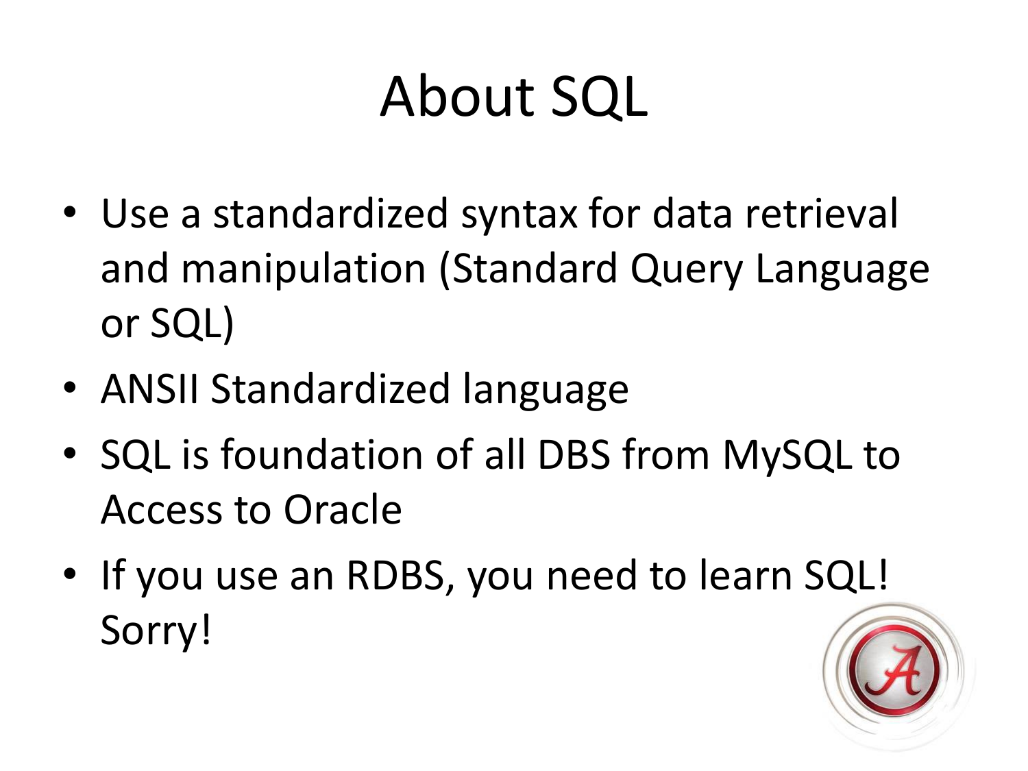# About SQL

- Use a standardized syntax for data retrieval and manipulation (Standard Query Language or SQL)
- ANSII Standardized language
- SQL is foundation of all DBS from MySQL to Access to Oracle
- If you use an RDBS, you need to learn SQL! Sorry!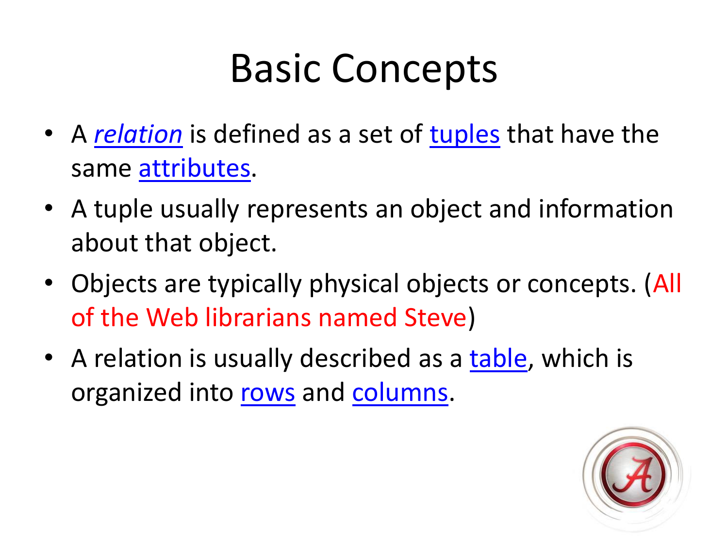# Basic Concepts

- A *relation* is defined as a set of tuples that have the same attributes.
- A tuple usually represents an object and information about that object.
- Objects are typically physical objects or concepts. (All of the Web librarians named Steve)
- A relation is usually described as a table, which is organized into rows and columns.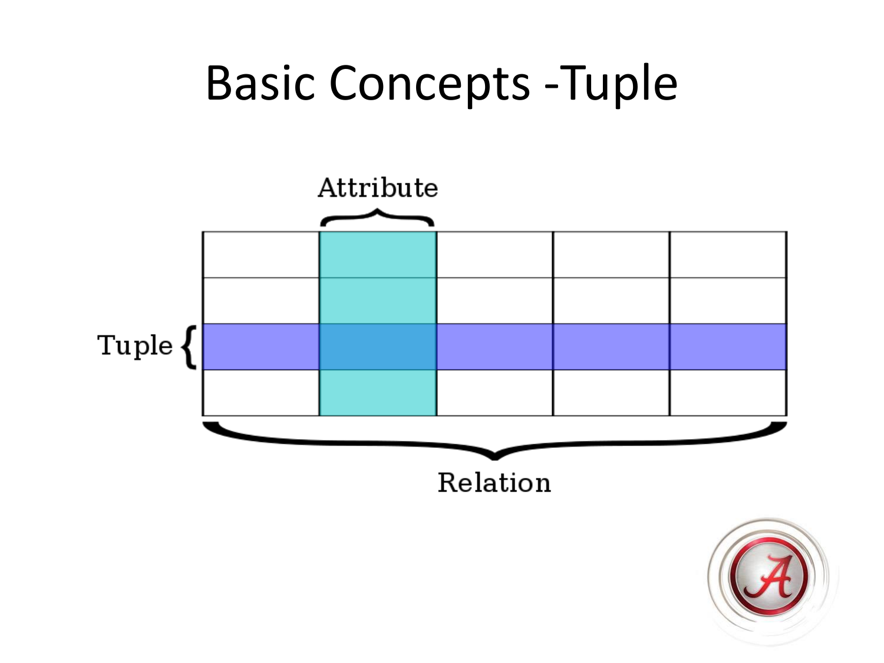# Basic Concepts -Tuple

Attribute

Tuple

Relation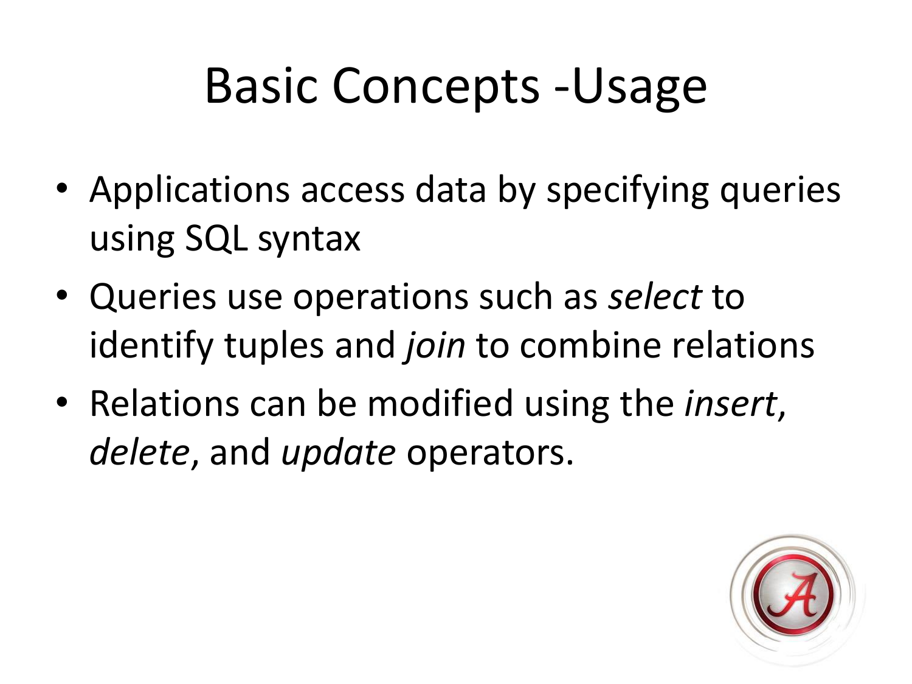# Basic Concepts -Usage

- Applications access data by specifying queries using SQL syntax
- Queries use operations such as *select* to identify tuples and *join* to combine relations
- Relations can be modified using the *insert*, *delete*, and *update* operators.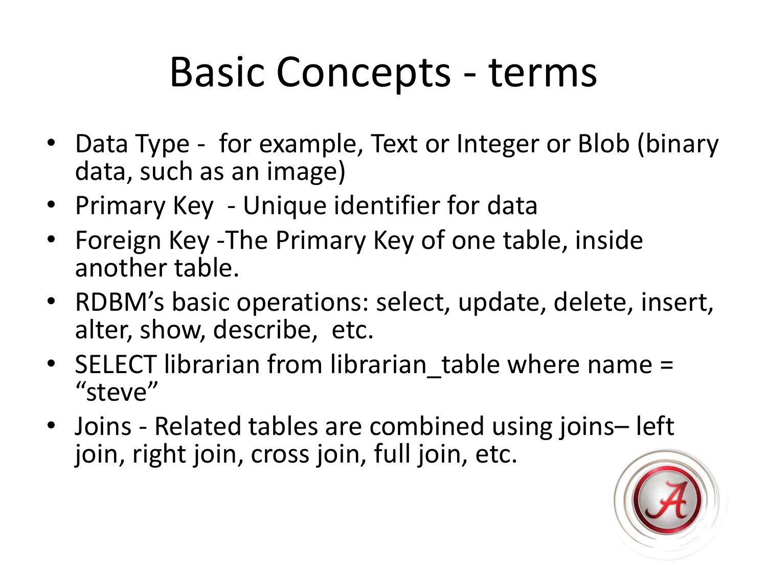# Basic Concepts - terms

- Data Type - for example, Text or Integer or Blob (binary data, such as an image)
- Primary Key - Unique identifier for data
- Foreign Key -The Primary Key of one table, inside another table.
- RDBM’s basic operations: select, update, delete, insert, alter, show, describe, etc.
- SELECT librarian from librarian_table where name = “steve”
- Joins - Related tables are combined using joins– left join, right join, cross join, full join, etc.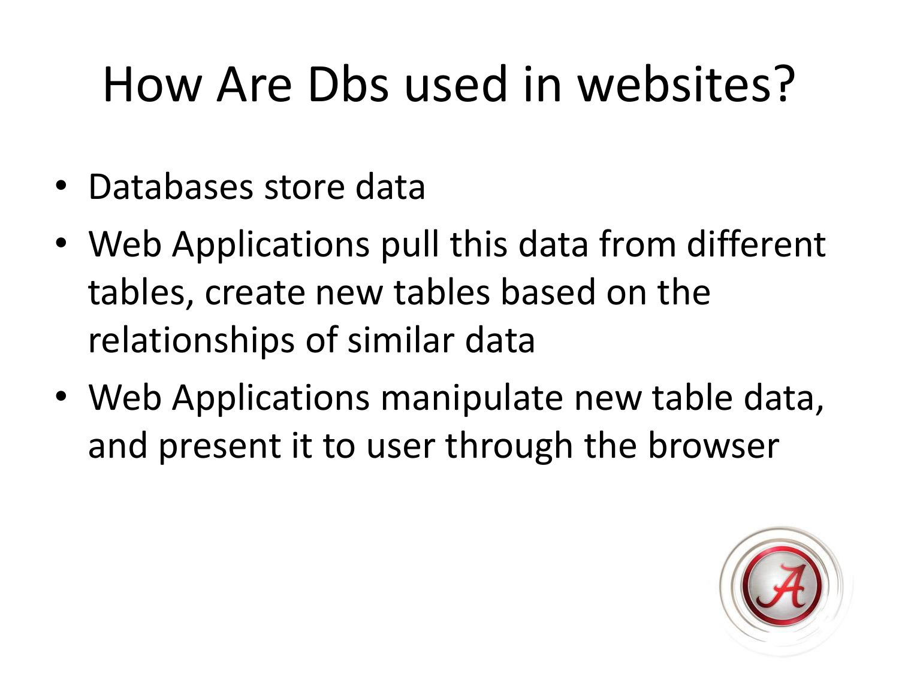# How Are Dbs used in websites?

- Databases store data
- Web Applications pull this data from different tables, create new tables based on the relationships of similar data
- Web Applications manipulate new table data, and present it to user through the browser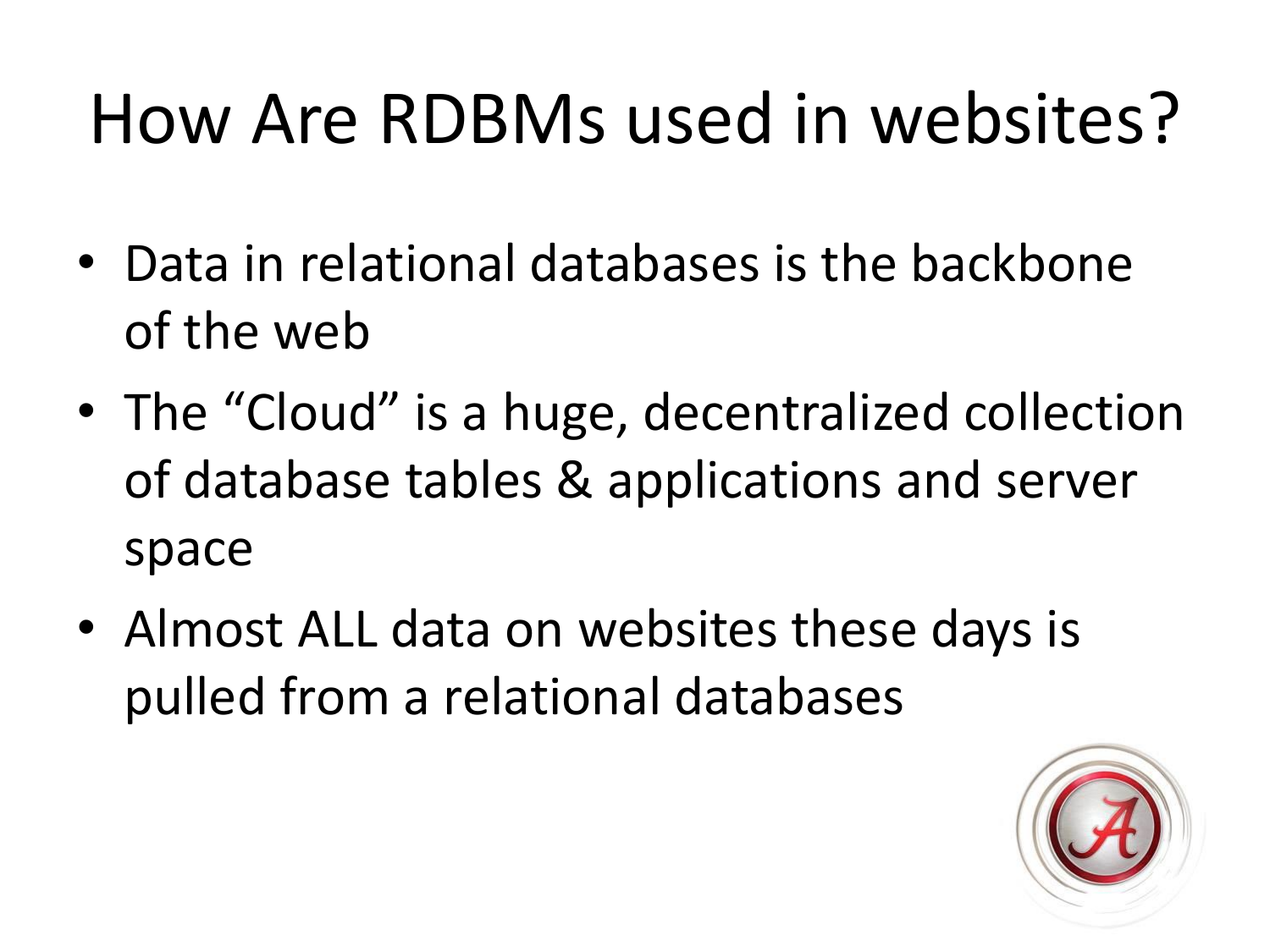# How Are RDBMs used in websites?

- Data in relational databases is the backbone of the web
- The “Cloud” is a huge, decentralized collection of database tables & applications and server space
- Almost ALL data on websites these days is pulled from a relational databases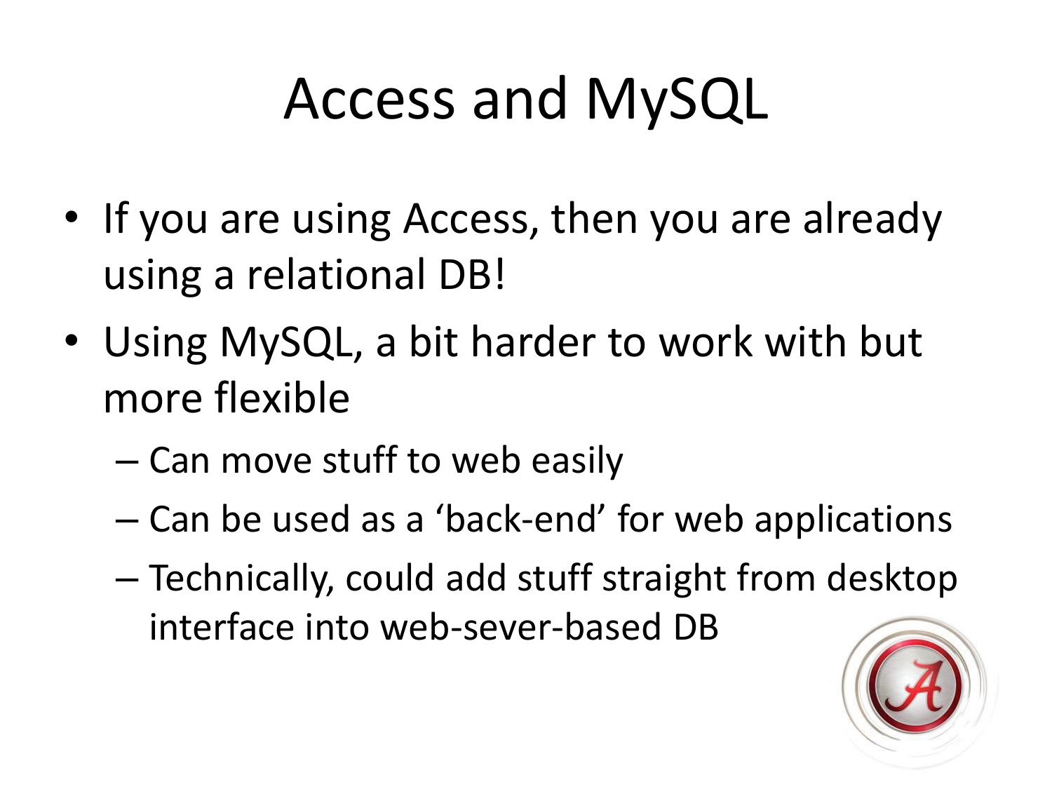# Access and MySQL

- If you are using Access, then you are already using a relational DB!
- Using MySQL, a bit harder to work with but more flexible
  - Can move stuff to web easily
  - Can be used as a 'back-end' for web applications
  - Technically, could add stuff straight from desktop interface into web-sever-based DB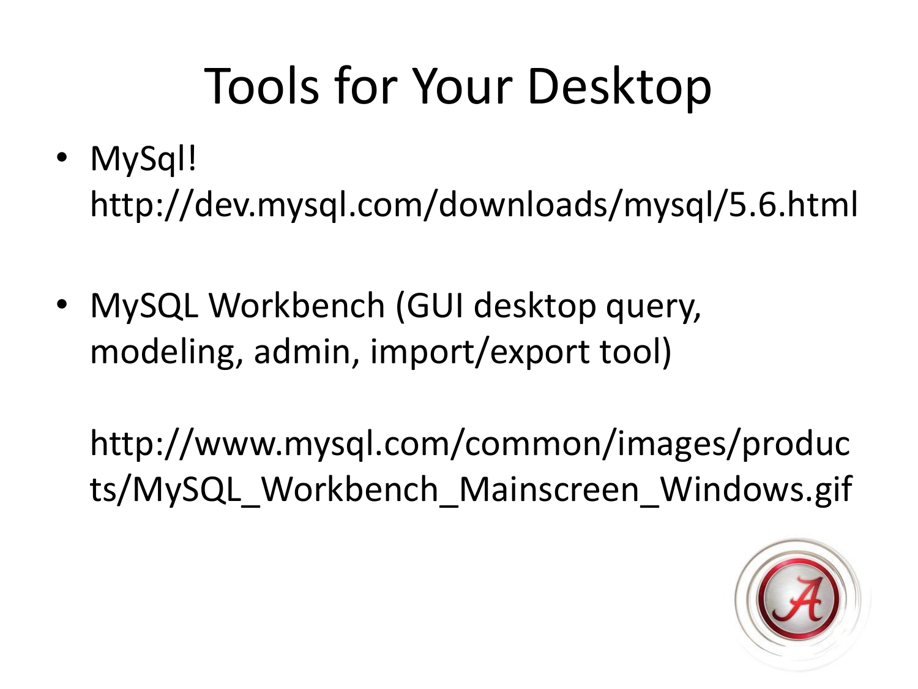# Tools for Your Desktop

- MySql!
  http://dev.mysql.com/downloads/mysql/5.6.html

- MySQL Workbench (GUI desktop query, modeling, admin, import/export tool)

  http://www.mysql.com/common/images/products/MySQL_Workbench_Mainscreen_Windows.gif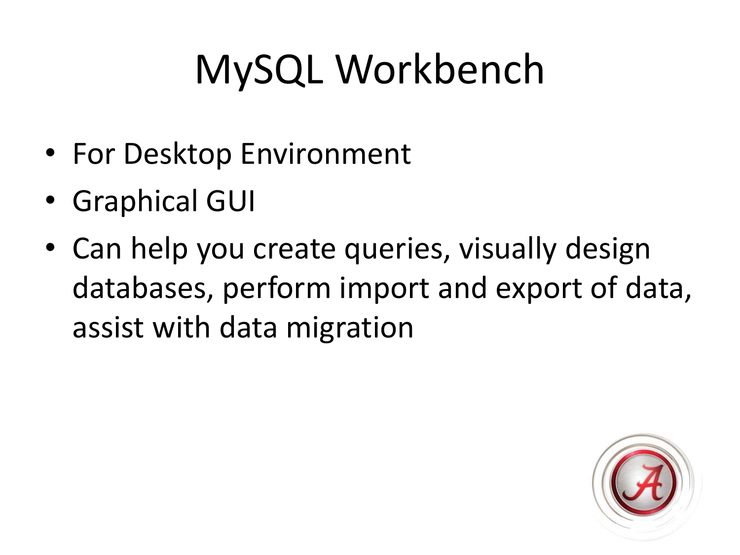# MySQL Workbench

- For Desktop Environment
- Graphical GUI
- Can help you create queries, visually design databases, perform import and export of data, assist with data migration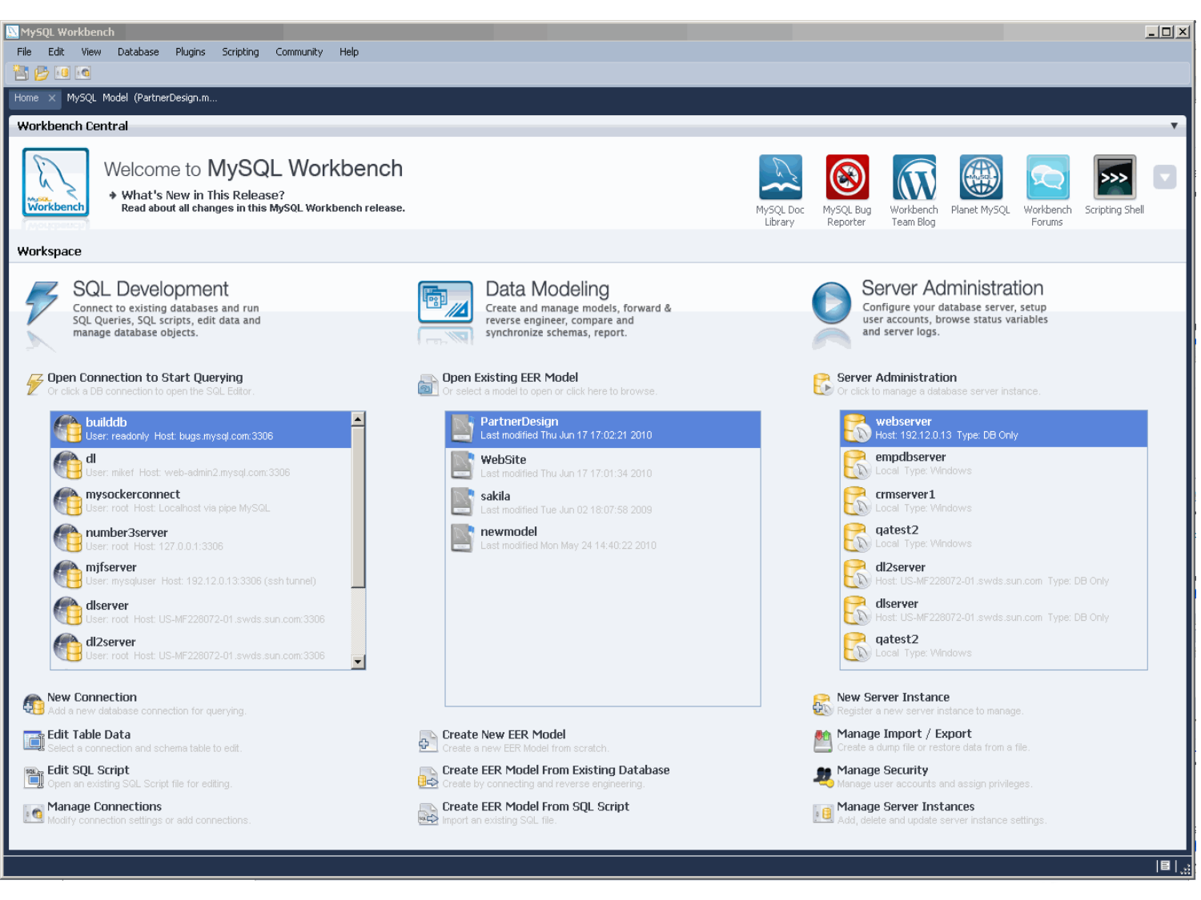MySQL Workbench

File Edit View Database Plugins Scripting Community Help

Home | MySQL Model (PartnerDesign.m...

## Workbench Central

# Welcome to MySQL Workbench

What's New in This Release?
Read about all changes in this MySQL Workbench release.

MySQL Doc Library | MySQL Bug Reporter | Workbench Team Blog | Planet MySQL | Workbench Forums | Scripting Shell

## Workspace

### SQL Development

Connect to existing databases and run SQL Queries, SQL scripts, edit data and manage database objects.

**Open Connection to Start Querying**
Or click a DB connection to open the SQL Editor.

- **builddb** — User: readonly Host: bugs.mysql.com:3306
- **dl** — User: mikef Host: web-admin2.mysql.com:3306
- **mysockerconnect** — User: root Host: Localhost via pipe MySQL
- **number3server** — User: root Host: 127.0.0.1:3306
- **mjfserver** — User: mysqluser Host: 192.12.0.13:3306 (ssh tunnel)
- **dlserver** — User: root Host: US-MF228072-01.swds.sun.com:3306
- **dl2server** — User: root Host: US-MF228072-01.swds.sun.com:3306

**New Connection** — Add a new database connection for querying.

**Edit Table Data** — Select a connection and schema table to edit.

**Edit SQL Script** — Open an existing SQL Script file for editing.

**Manage Connections** — Modify connection settings or add connections.

### Data Modeling

Create and manage models, forward & reverse engineer, compare and synchronize schemas, report.

**Open Existing EER Model**
Or select a model to open or click here to browse.

- **PartnerDesign** — Last modified Thu Jun 17 17:02:21 2010
- **WebSite** — Last modified Thu Jun 17 17:01:34 2010
- **sakila** — Last modified Tue Jun 02 18:07:58 2009
- **newmodel** — Last modified Mon May 24 14:40:22 2010

**Create New EER Model** — Create a new EER Model from scratch.

**Create EER Model From Existing Database** — Create by connecting and reverse engineering.

**Create EER Model From SQL Script** — Import an existing SQL file.

### Server Administration

Configure your database server, setup user accounts, browse status variables and server logs.

**Server Administration**
Or click to manage a database server instance.

- **webserver** — Host: 192.12.0.13 Type: DB Only
- **empdbserver** — Local Type: Windows
- **crmserver1** — Local Type: Windows
- **qatest2** — Local Type: Windows
- **dl2server** — Host: US-MF228072-01.swds.sun.com Type: DB Only
- **dlserver** — Host: US-MF228072-01.swds.sun.com Type: DB Only
- **qatest2** — Local Type: Windows

**New Server Instance** — Register a new server instance to manage.

**Manage Import / Export** — Create a dump file or restore data from a file.

**Manage Security** — Manage user accounts and assign privileges.

**Manage Server Instances** — Add, delete and update server instance settings.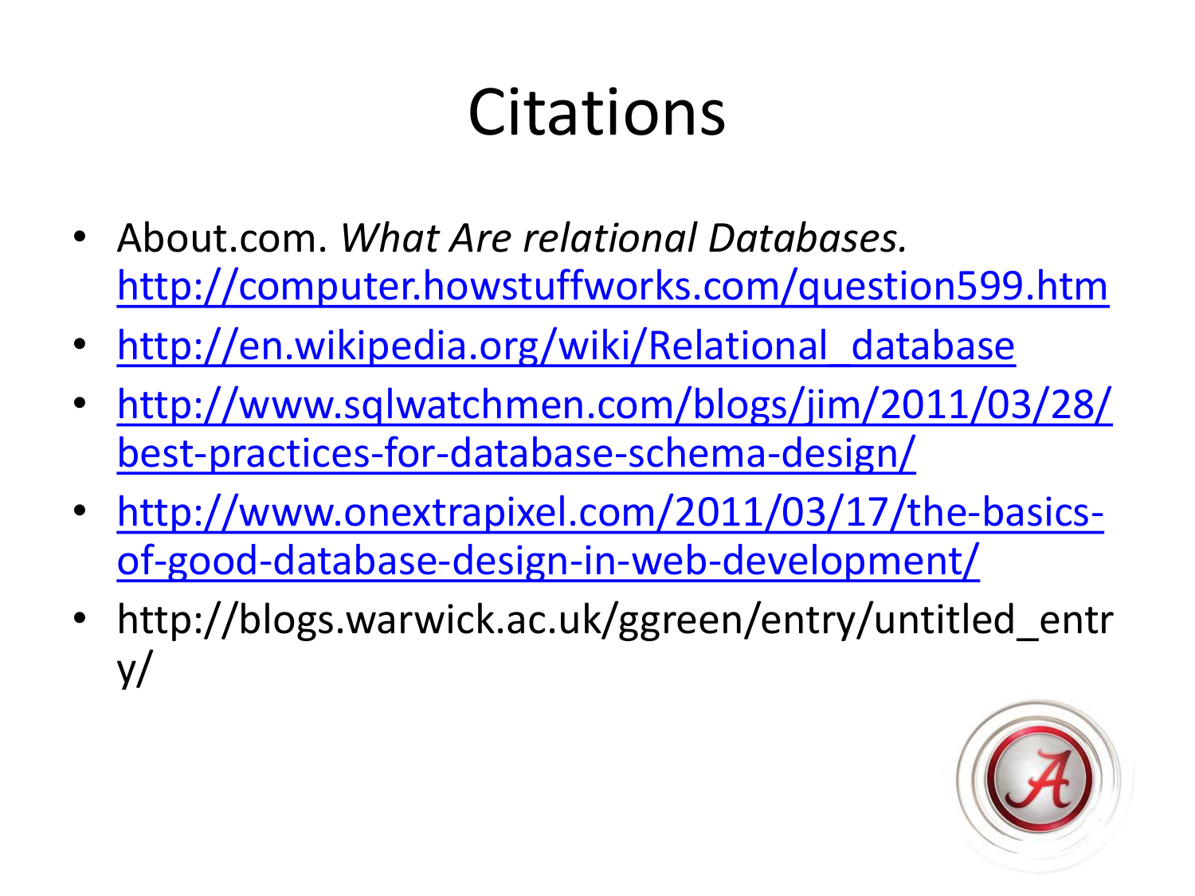# Citations

- About.com. *What Are relational Databases.* http://computer.howstuffworks.com/question599.htm
- http://en.wikipedia.org/wiki/Relational_database
- http://www.sqlwatchmen.com/blogs/jim/2011/03/28/best-practices-for-database-schema-design/
- http://www.onextrapixel.com/2011/03/17/the-basics-of-good-database-design-in-web-development/
- http://blogs.warwick.ac.uk/ggreen/entry/untitled_entry/